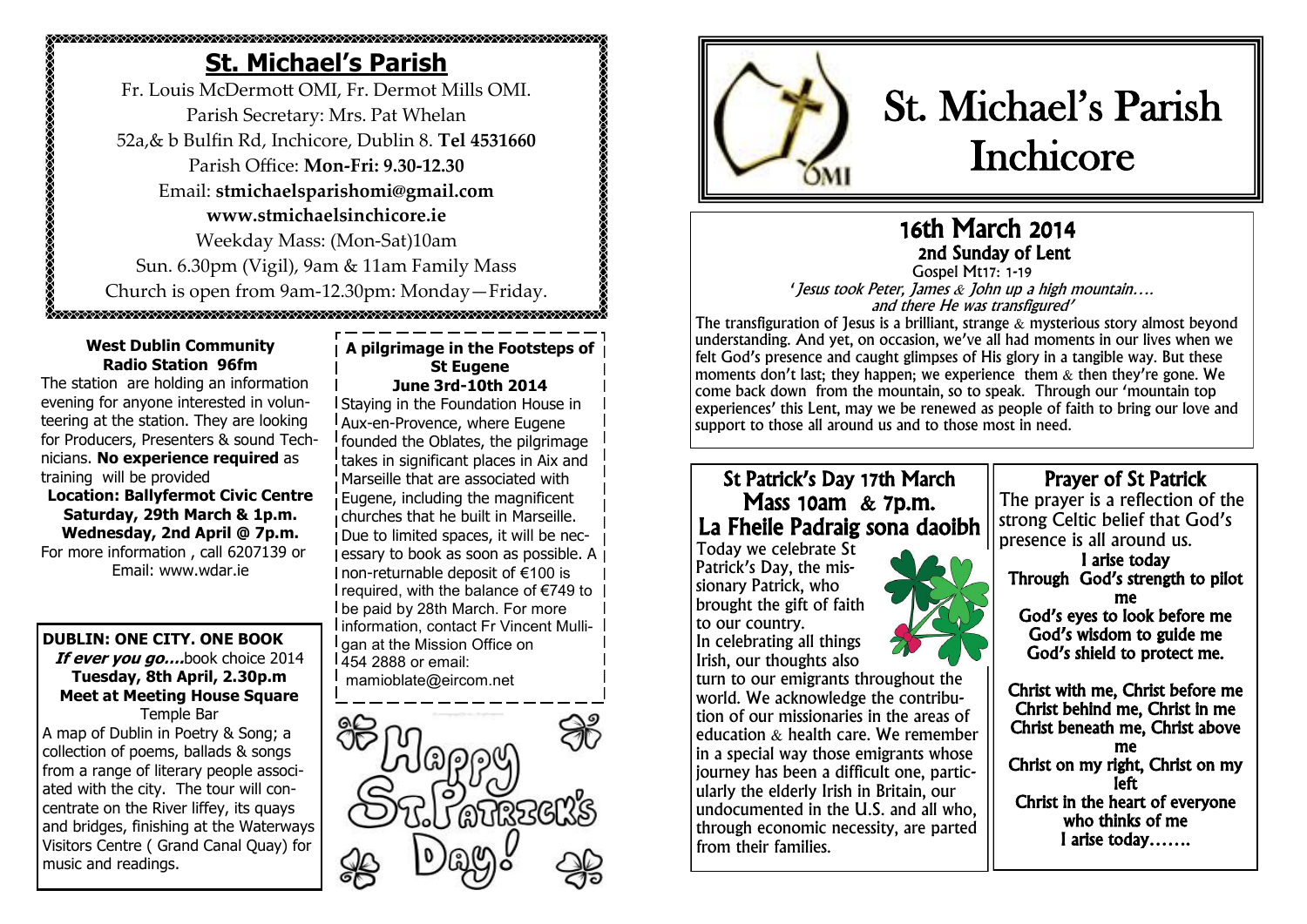# St. Michael's Parish

Fr. Louis McDermott OMI, Fr. Dermot Mills OMI.
Parish Secretary: Mrs. Pat Whelan
52a,& b Bulfin Rd, Inchicore, Dublin 8. **Tel 4531660**
Parish Office: **Mon-Fri: 9.30-12.30**
Email: **stmichaelsparishomi@gmail.com**
**www.stmichaelsinchicore.ie**
Weekday Mass: (Mon-Sat)10am
Sun. 6.30pm (Vigil), 9am & 11am Family Mass
Church is open from 9am-12.30pm: Monday—Friday.

### West Dublin Community Radio Station 96fm

The station are holding an information evening for anyone interested in volunteering at the station. They are looking for Producers, Presenters & sound Technicians. **No experience required** as training will be provided

**Location: Ballyfermot Civic Centre**
**Saturday, 29th March & 1p.m.**
**Wednesday, 2nd April @ 7p.m.**

For more information , call 6207139 or Email: www.wdar.ie

### DUBLIN: ONE CITY. ONE BOOK

***If ever you go....*** book choice 2014
**Tuesday, 8th April, 2.30p.m**
**Meet at Meeting House Square**
Temple Bar

A map of Dublin in Poetry & Song; a collection of poems, ballads & songs from a range of literary people associated with the city. The tour will concentrate on the River liffey, its quays and bridges, finishing at the Waterways Visitors Centre ( Grand Canal Quay) for music and readings.

### A pilgrimage in the Footsteps of St Eugene
**June 3rd-10th 2014**

Staying in the Foundation House in Aux-en-Provence, where Eugene founded the Oblates, the pilgrimage takes in significant places in Aix and Marseille that are associated with Eugene, including the magnificent churches that he built in Marseille. Due to limited spaces, it will be necessary to book as soon as possible. A non-returnable deposit of €100 is required, with the balance of €749 to be paid by 28th March. For more information, contact Fr Vincent Mulligan at the Mission Office on 454 2888 or email: mamioblate@eircom.net

Happy St. Patrick's Day!

# St. Michael's Parish Inchicore

## 16th March 2014
### 2nd Sunday of Lent

Gospel Mt17: 1-19
*'Jesus took Peter, James & John up a high mountain…. and there He was transfigured'*

The transfiguration of Jesus is a brilliant, strange & mysterious story almost beyond understanding. And yet, on occasion, we've all had moments in our lives when we felt God's presence and caught glimpses of His glory in a tangible way. But these moments don't last; they happen; we experience them & then they're gone. We come back down from the mountain, so to speak. Through our 'mountain top experiences' this Lent, may we be renewed as people of faith to bring our love and support to those all around us and to those most in need.

### St Patrick's Day 17th March
### Mass 10am & 7p.m.
### La Fheile Padraig sona daoibh

Today we celebrate St Patrick's Day, the missionary Patrick, who brought the gift of faith to our country. In celebrating all things Irish, our thoughts also turn to our emigrants throughout the world. We acknowledge the contribution of our missionaries in the areas of education & health care. We remember in a special way those emigrants whose journey has been a difficult one, particularly the elderly Irish in Britain, our undocumented in the U.S. and all who, through economic necessity, are parted from their families.

### Prayer of St Patrick

The prayer is a reflection of the strong Celtic belief that God's presence is all around us.

**I arise today**
**Through God's strength to pilot me**
**God's eyes to look before me**
**God's wisdom to guide me**
**God's shield to protect me.**

**Christ with me, Christ before me**
**Christ behind me, Christ in me**
**Christ beneath me, Christ above me**
**Christ on my right, Christ on my left**
**Christ in the heart of everyone who thinks of me**
**I arise today…….**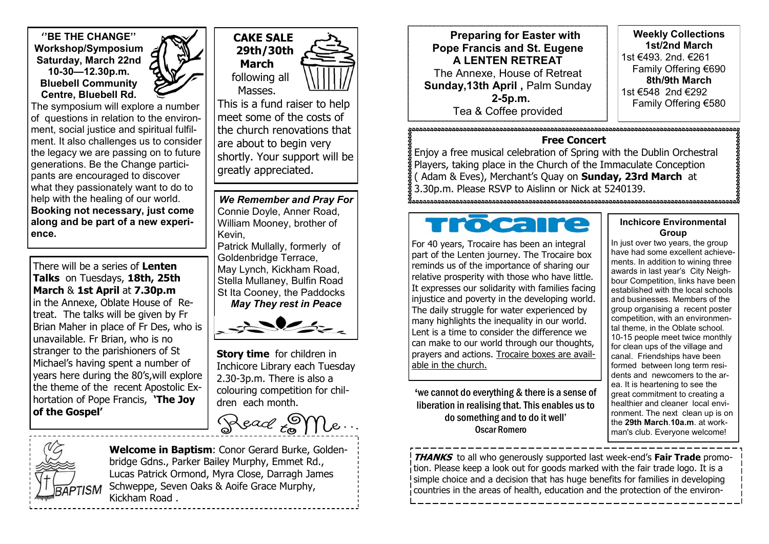**"BE THE CHANGE" Workshop/Symposium Saturday, March 22nd 10-30—12.30p.m. Bluebell Community Centre, Bluebell Rd.**

The symposium will explore a number of questions in relation to the environment, social justice and spiritual fulfilment. It also challenges us to consider the legacy we are passing on to future generations. Be the Change participants are encouraged to discover what they passionately want to do to help with the healing of our world. **Booking not necessary, just come along and be part of a new experience.**

There will be a series of **Lenten Talks** on Tuesdays, **18th, 25th March** & **1st April** at **7.30p.m** in the Annexe, Oblate House of Retreat. The talks will be given by Fr Brian Maher in place of Fr Des, who is unavailable. Fr Brian, who is no stranger to the parishioners of St Michael's having spent a number of years here during the 80's,will explore the theme of the recent Apostolic Exhortation of Pope Francis, **'The Joy of the Gospel'**

**CAKE SALE 29th/30th March** following all Masses.

This is a fund raiser to help meet some of the costs of the church renovations that are about to begin very shortly. Your support will be greatly appreciated.

***We Remember and Pray For***

Connie Doyle, Anner Road,
William Mooney, brother of Kevin,
Patrick Mullally, formerly of Goldenbridge Terrace,
May Lynch, Kickham Road,
Stella Mullaney, Bulfin Road
St Ita Cooney, the Paddocks

***May They rest in Peace***

**Story time** for children in Inchicore Library each Tuesday 2.30-3p.m. There is also a colouring competition for children each month.

Read to Me...

**Welcome in Baptism**: Conor Gerard Burke, Goldenbridge Gdns., Parker Bailey Murphy, Emmet Rd., Lucas Patrick Ormond, Myra Close, Darragh James Schweppe, Seven Oaks & Aoife Grace Murphy, Kickham Road .

**Preparing for Easter with Pope Francis and St. Eugene**
**A LENTEN RETREAT**
The Annexe, House of Retreat
**Sunday,13th April ,** Palm Sunday
**2-5p.m.**
Tea & Coffee provided

**Weekly Collections**
**1st/2nd March**
1st €493. 2nd. €261
Family Offering €690
**8th/9th March**
1st €548 2nd €292
Family Offering €580

**Free Concert**

Enjoy a free musical celebration of Spring with the Dublin Orchestral Players, taking place in the Church of the Immaculate Conception ( Adam & Eves), Merchant's Quay on **Sunday, 23rd March** at 3.30p.m. Please RSVP to Aislinn or Nick at 5240139.

**Trócaire**

For 40 years, Trocaire has been an integral part of the Lenten journey. The Trocaire box reminds us of the importance of sharing our relative prosperity with those who have little. It expresses our solidarity with families facing injustice and poverty in the developing world. The daily struggle for water experienced by many highlights the inequality in our world. Lent is a time to consider the difference we can make to our world through our thoughts, prayers and actions. Trocaire boxes are available in the church.

'we cannot do everything & there is a sense of liberation in realising that. This enables us to do something and to do it well'
Oscar Romero

**Inchicore Environmental Group**

In just over two years, the group have had some excellent achievements. In addition to wining three awards in last year's City Neighbour Competition, links have been established with the local schools and businesses. Members of the group organising a recent poster competition, with an environmental theme, in the Oblate school. 10-15 people meet twice monthly for clean ups of the village and canal. Friendships have been formed between long term residents and newcomers to the area. It is heartening to see the great commitment to creating a healthier and cleaner local environment. The next clean up is on the **29th March**.**10a.m**. at workman's club. Everyone welcome!

***THANKS*** to all who generously supported last week-end's **Fair Trade** promotion. Please keep a look out for goods marked with the fair trade logo. It is a simple choice and a decision that has huge benefits for families in developing countries in the areas of health, education and the protection of the environ-